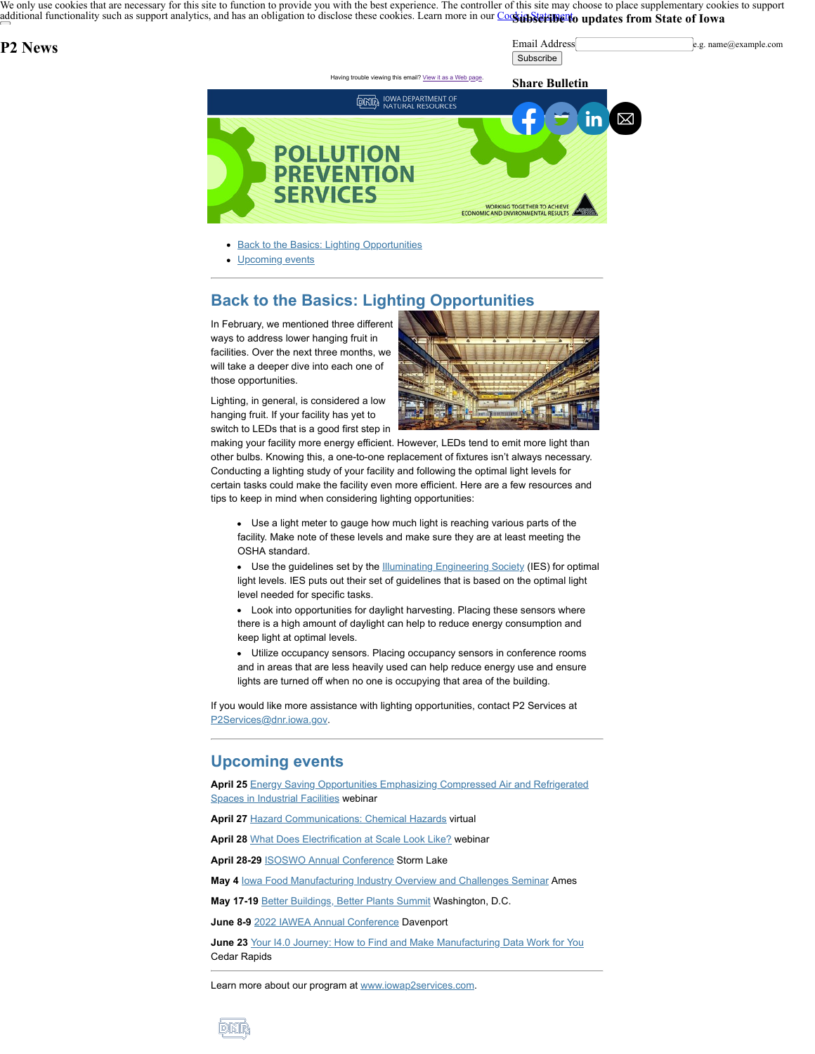We only use cookies that are necessary for this site to function to provide you with the best experience. The controller of this site may choose to place supplementary cookies to support additional functionality such as support analytics, and has an obligation to disclose these cookies. Learn more in our Cookie Statement.

**Subscribe to updates from State of Iowa**

Email Address e.g. name@example.com

Subscribe

**Share Bulletin**

# P2 News

Having trouble viewing this email? View it as a Web page.

- Back to the Basics: Lighting Opportunities
- Upcoming events

## Back to the Basics: Lighting Opportunities

In February, we mentioned three different ways to address lower hanging fruit in facilities. Over the next three months, we will take a deeper dive into each one of those opportunities.

Lighting, in general, is considered a low hanging fruit. If your facility has yet to switch to LEDs that is a good first step in making your facility more energy efficient. However, LEDs tend to emit more light than other bulbs. Knowing this, a one-to-one replacement of fixtures isn't always necessary. Conducting a lighting study of your facility and following the optimal light levels for certain tasks could make the facility even more efficient. Here are a few resources and tips to keep in mind when considering lighting opportunities:

- Use a light meter to gauge how much light is reaching various parts of the facility. Make note of these levels and make sure they are at least meeting the OSHA standard.
- Use the guidelines set by the Illuminating Engineering Society (IES) for optimal light levels. IES puts out their set of guidelines that is based on the optimal light level needed for specific tasks.
- Look into opportunities for daylight harvesting. Placing these sensors where there is a high amount of daylight can help to reduce energy consumption and keep light at optimal levels.
- Utilize occupancy sensors. Placing occupancy sensors in conference rooms and in areas that are less heavily used can help reduce energy use and ensure lights are turned off when no one is occupying that area of the building.

If you would like more assistance with lighting opportunities, contact P2 Services at P2Services@dnr.iowa.gov.

## Upcoming events

**April 25** Energy Saving Opportunities Emphasizing Compressed Air and Refrigerated Spaces in Industrial Facilities webinar

**April 27** Hazard Communications: Chemical Hazards virtual

**April 28** What Does Electrification at Scale Look Like? webinar

**April 28-29** ISOSWO Annual Conference Storm Lake

**May 4** Iowa Food Manufacturing Industry Overview and Challenges Seminar Ames

**May 17-19** Better Buildings, Better Plants Summit Washington, D.C.

**June 8-9** 2022 IAWEA Annual Conference Davenport

**June 23** Your I4.0 Journey: How to Find and Make Manufacturing Data Work for You Cedar Rapids

Learn more about our program at www.iowap2services.com.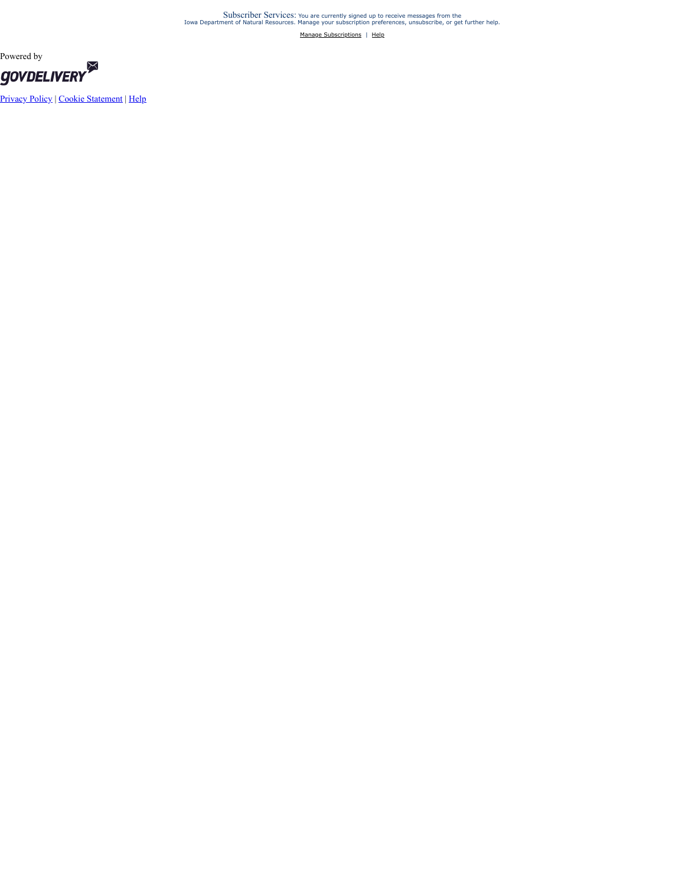Subscriber Services: You are currently signed up to receive messages from the Iowa Department of Natural Resources. Manage your subscription preferences, unsubscribe, or get further help.

Manage Subscriptions | Help

Powered by

GOVDELIVERY

Privacy Policy | Cookie Statement | Help